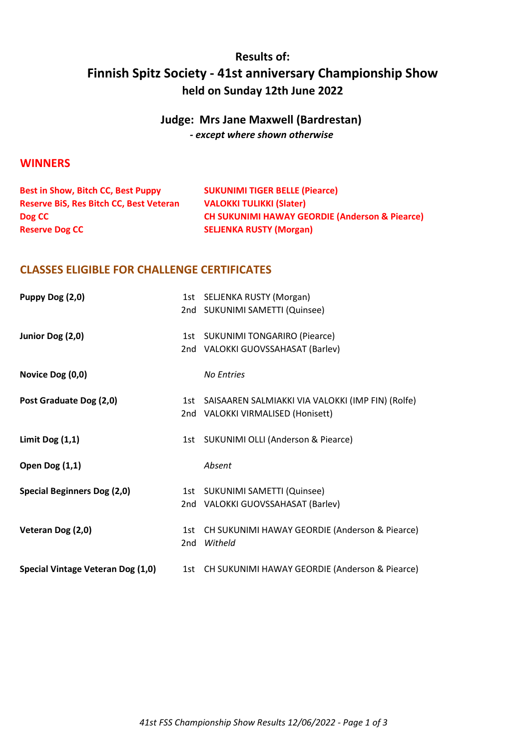# Results of:
# Finnish Spitz Society - 41st anniversary Championship Show
## held on Sunday 12th June 2022

### Judge: Mrs Jane Maxwell (Bardrestan)
***- except where shown otherwise***

## WINNERS

| | |
|---|---|
| **Best in Show, Bitch CC, Best Puppy** | **SUKUNIMI TIGER BELLE (Piearce)** |
| **Reserve BiS, Res Bitch CC, Best Veteran** | **VALOKKI TULIKKI (Slater)** |
| **Dog CC** | **CH SUKUNIMI HAWAY GEORDIE (Anderson & Piearce)** |
| **Reserve Dog CC** | **SELJENKA RUSTY (Morgan)** |

## CLASSES ELIGIBLE FOR CHALLENGE CERTIFICATES

| Class | Place | Result |
|---|---|---|
| **Puppy Dog (2,0)** | 1st | SELJENKA RUSTY (Morgan) |
| | 2nd | SUKUNIMI SAMETTI (Quinsee) |
| **Junior Dog (2,0)** | 1st | SUKUNIMI TONGARIRO (Piearce) |
| | 2nd | VALOKKI GUOVSSAHASAT (Barlev) |
| **Novice Dog (0,0)** | | *No Entries* |
| **Post Graduate Dog (2,0)** | 1st | SAISAAREN SALMIAKKI VIA VALOKKI (IMP FIN) (Rolfe) |
| | 2nd | VALOKKI VIRMALISED (Honisett) |
| **Limit Dog (1,1)** | 1st | SUKUNIMI OLLI (Anderson & Piearce) |
| **Open Dog (1,1)** | | *Absent* |
| **Special Beginners Dog (2,0)** | 1st | SUKUNIMI SAMETTI (Quinsee) |
| | 2nd | VALOKKI GUOVSSAHASAT (Barlev) |
| **Veteran Dog (2,0)** | 1st | CH SUKUNIMI HAWAY GEORDIE (Anderson & Piearce) |
| | 2nd | *Witheld* |
| **Special Vintage Veteran Dog (1,0)** | 1st | CH SUKUNIMI HAWAY GEORDIE (Anderson & Piearce) |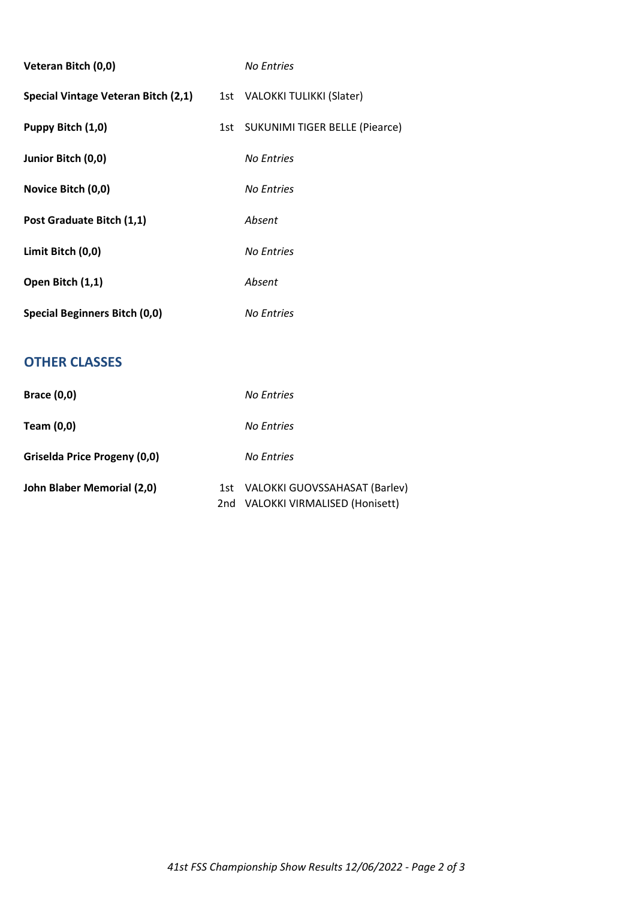| | | |
|---|---|---|
| **Veteran Bitch (0,0)** | | *No Entries* |
| **Special Vintage Veteran Bitch (2,1)** | 1st | VALOKKI TULIKKI (Slater) |
| **Puppy Bitch (1,0)** | 1st | SUKUNIMI TIGER BELLE (Piearce) |
| **Junior Bitch (0,0)** | | *No Entries* |
| **Novice Bitch (0,0)** | | *No Entries* |
| **Post Graduate Bitch (1,1)** | | *Absent* |
| **Limit Bitch (0,0)** | | *No Entries* |
| **Open Bitch (1,1)** | | *Absent* |
| **Special Beginners Bitch (0,0)** | | *No Entries* |

## OTHER CLASSES

| | | |
|---|---|---|
| **Brace (0,0)** | | *No Entries* |
| **Team (0,0)** | | *No Entries* |
| **Griselda Price Progeny (0,0)** | | *No Entries* |
| **John Blaber Memorial (2,0)** | 1st | VALOKKI GUOVSSAHASAT (Barlev) |
| | 2nd | VALOKKI VIRMALISED (Honisett) |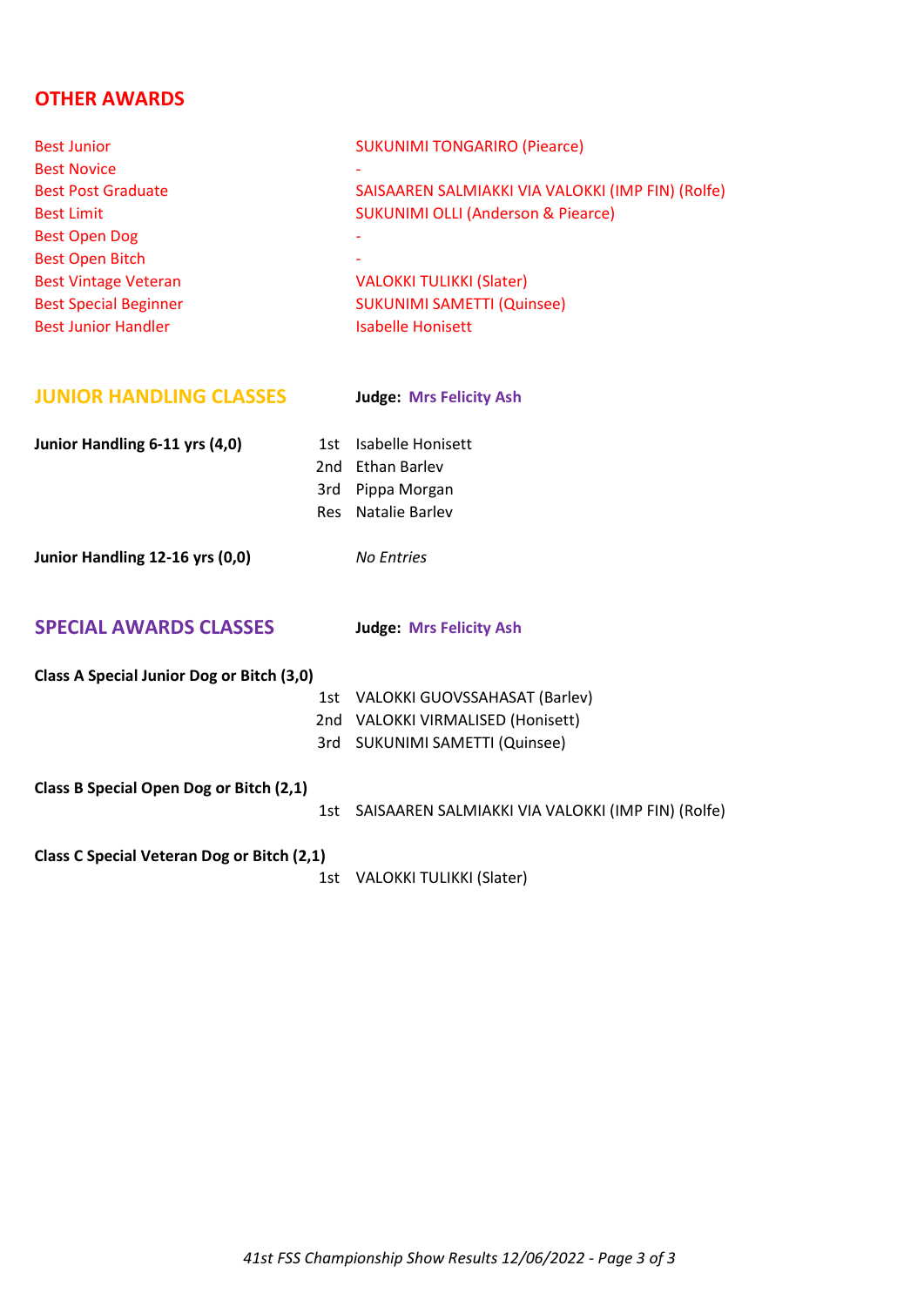## OTHER AWARDS

| | |
|---|---|
| Best Junior | SUKUNIMI TONGARIRO (Piearce) |
| Best Novice | - |
| Best Post Graduate | SAISAAREN SALMIAKKI VIA VALOKKI (IMP FIN) (Rolfe) |
| Best Limit | SUKUNIMI OLLI (Anderson & Piearce) |
| Best Open Dog | - |
| Best Open Bitch | - |
| Best Vintage Veteran | VALOKKI TULIKKI (Slater) |
| Best Special Beginner | SUKUNIMI SAMETTI (Quinsee) |
| Best Junior Handler | Isabelle Honisett |

## JUNIOR HANDLING CLASSES

**Judge: Mrs Felicity Ash**

**Junior Handling 6-11 yrs (4,0)**

| | |
|---|---|
| 1st | Isabelle Honisett |
| 2nd | Ethan Barlev |
| 3rd | Pippa Morgan |
| Res | Natalie Barlev |

**Junior Handling 12-16 yrs (0,0)**

*No Entries*

## SPECIAL AWARDS CLASSES

**Judge: Mrs Felicity Ash**

**Class A Special Junior Dog or Bitch (3,0)**

| | |
|---|---|
| 1st | VALOKKI GUOVSSAHASAT (Barlev) |
| 2nd | VALOKKI VIRMALISED (Honisett) |
| 3rd | SUKUNIMI SAMETTI (Quinsee) |

**Class B Special Open Dog or Bitch (2,1)**

| | |
|---|---|
| 1st | SAISAAREN SALMIAKKI VIA VALOKKI (IMP FIN) (Rolfe) |

**Class C Special Veteran Dog or Bitch (2,1)**

| | |
|---|---|
| 1st | VALOKKI TULIKKI (Slater) |